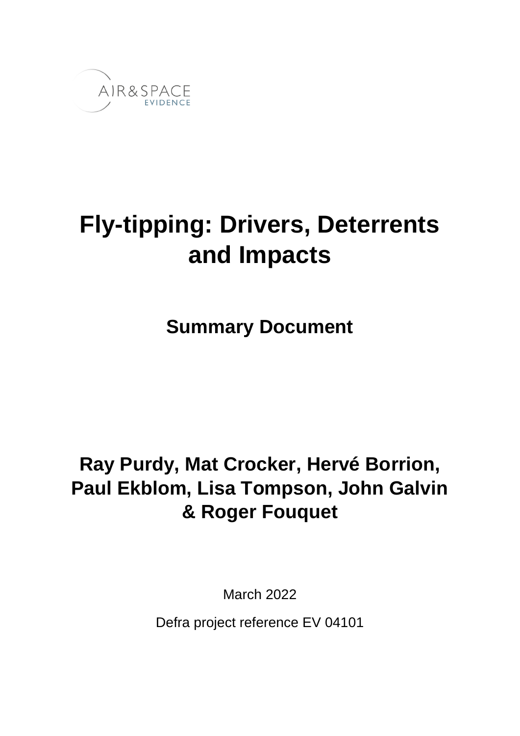AIR & SPACE EVIDENCE

# Fly-tipping: Drivers, Deterrents and Impacts

## Summary Document

**Ray Purdy, Mat Crocker, Hervé Borrion, Paul Ekblom, Lisa Tompson, John Galvin & Roger Fouquet**

March 2022

Defra project reference EV 04101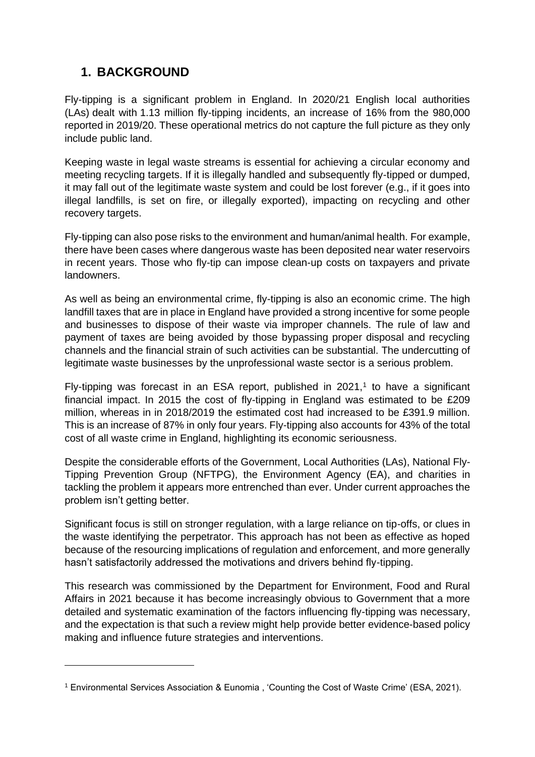## 1. BACKGROUND

Fly-tipping is a significant problem in England. In 2020/21 English local authorities (LAs) dealt with 1.13 million fly-tipping incidents, an increase of 16% from the 980,000 reported in 2019/20. These operational metrics do not capture the full picture as they only include public land.

Keeping waste in legal waste streams is essential for achieving a circular economy and meeting recycling targets. If it is illegally handled and subsequently fly-tipped or dumped, it may fall out of the legitimate waste system and could be lost forever (e.g., if it goes into illegal landfills, is set on fire, or illegally exported), impacting on recycling and other recovery targets.

Fly-tipping can also pose risks to the environment and human/animal health. For example, there have been cases where dangerous waste has been deposited near water reservoirs in recent years. Those who fly-tip can impose clean-up costs on taxpayers and private landowners.

As well as being an environmental crime, fly-tipping is also an economic crime. The high landfill taxes that are in place in England have provided a strong incentive for some people and businesses to dispose of their waste via improper channels. The rule of law and payment of taxes are being avoided by those bypassing proper disposal and recycling channels and the financial strain of such activities can be substantial. The undercutting of legitimate waste businesses by the unprofessional waste sector is a serious problem.

Fly-tipping was forecast in an ESA report, published in 2021,[1] to have a significant financial impact. In 2015 the cost of fly-tipping in England was estimated to be £209 million, whereas in in 2018/2019 the estimated cost had increased to be £391.9 million. This is an increase of 87% in only four years. Fly-tipping also accounts for 43% of the total cost of all waste crime in England, highlighting its economic seriousness.

Despite the considerable efforts of the Government, Local Authorities (LAs), National Fly-Tipping Prevention Group (NFTPG), the Environment Agency (EA), and charities in tackling the problem it appears more entrenched than ever. Under current approaches the problem isn't getting better.

Significant focus is still on stronger regulation, with a large reliance on tip-offs, or clues in the waste identifying the perpetrator. This approach has not been as effective as hoped because of the resourcing implications of regulation and enforcement, and more generally hasn't satisfactorily addressed the motivations and drivers behind fly-tipping.

This research was commissioned by the Department for Environment, Food and Rural Affairs in 2021 because it has become increasingly obvious to Government that a more detailed and systematic examination of the factors influencing fly-tipping was necessary, and the expectation is that such a review might help provide better evidence-based policy making and influence future strategies and interventions.

[1] Environmental Services Association & Eunomia , 'Counting the Cost of Waste Crime' (ESA, 2021).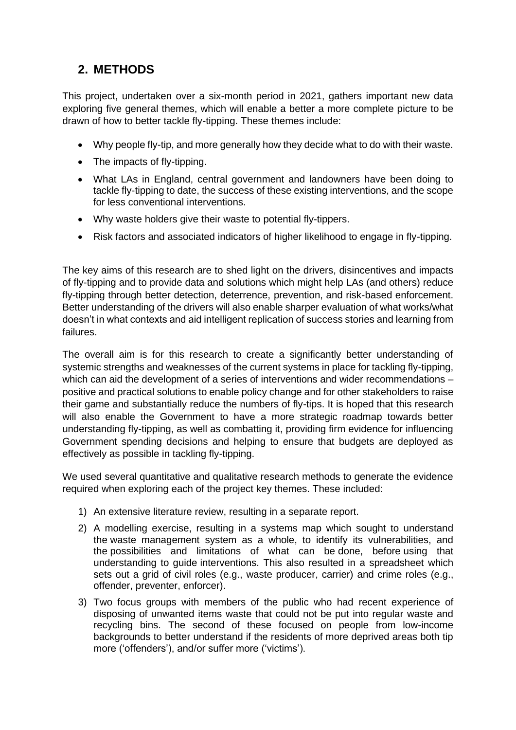## 2. METHODS

This project, undertaken over a six-month period in 2021, gathers important new data exploring five general themes, which will enable a better a more complete picture to be drawn of how to better tackle fly-tipping. These themes include:

- Why people fly-tip, and more generally how they decide what to do with their waste.
- The impacts of fly-tipping.
- What LAs in England, central government and landowners have been doing to tackle fly-tipping to date, the success of these existing interventions, and the scope for less conventional interventions.
- Why waste holders give their waste to potential fly-tippers.
- Risk factors and associated indicators of higher likelihood to engage in fly-tipping.

The key aims of this research are to shed light on the drivers, disincentives and impacts of fly-tipping and to provide data and solutions which might help LAs (and others) reduce fly-tipping through better detection, deterrence, prevention, and risk-based enforcement. Better understanding of the drivers will also enable sharper evaluation of what works/what doesn't in what contexts and aid intelligent replication of success stories and learning from failures.

The overall aim is for this research to create a significantly better understanding of systemic strengths and weaknesses of the current systems in place for tackling fly-tipping, which can aid the development of a series of interventions and wider recommendations – positive and practical solutions to enable policy change and for other stakeholders to raise their game and substantially reduce the numbers of fly-tips. It is hoped that this research will also enable the Government to have a more strategic roadmap towards better understanding fly-tipping, as well as combatting it, providing firm evidence for influencing Government spending decisions and helping to ensure that budgets are deployed as effectively as possible in tackling fly-tipping.

We used several quantitative and qualitative research methods to generate the evidence required when exploring each of the project key themes. These included:

1) An extensive literature review, resulting in a separate report.
2) A modelling exercise, resulting in a systems map which sought to understand the waste management system as a whole, to identify its vulnerabilities, and the possibilities and limitations of what can be done, before using that understanding to guide interventions. This also resulted in a spreadsheet which sets out a grid of civil roles (e.g., waste producer, carrier) and crime roles (e.g., offender, preventer, enforcer).
3) Two focus groups with members of the public who had recent experience of disposing of unwanted items waste that could not be put into regular waste and recycling bins. The second of these focused on people from low-income backgrounds to better understand if the residents of more deprived areas both tip more ('offenders'), and/or suffer more ('victims').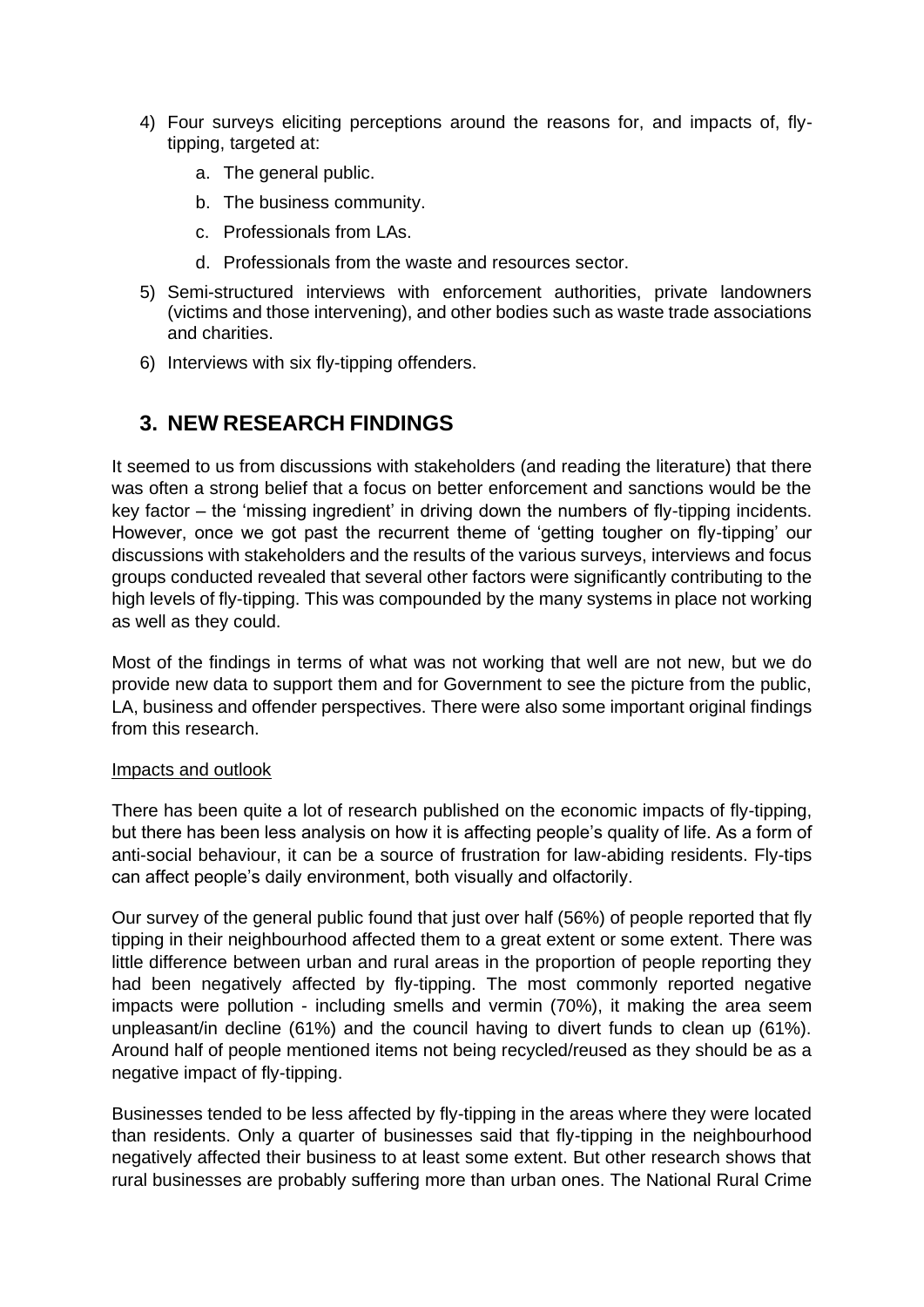4) Four surveys eliciting perceptions around the reasons for, and impacts of, fly-tipping, targeted at:
    a. The general public.
    b. The business community.
    c. Professionals from LAs.
    d. Professionals from the waste and resources sector.
5) Semi-structured interviews with enforcement authorities, private landowners (victims and those intervening), and other bodies such as waste trade associations and charities.
6) Interviews with six fly-tipping offenders.

## 3. NEW RESEARCH FINDINGS

It seemed to us from discussions with stakeholders (and reading the literature) that there was often a strong belief that a focus on better enforcement and sanctions would be the key factor – the 'missing ingredient' in driving down the numbers of fly-tipping incidents. However, once we got past the recurrent theme of 'getting tougher on fly-tipping' our discussions with stakeholders and the results of the various surveys, interviews and focus groups conducted revealed that several other factors were significantly contributing to the high levels of fly-tipping. This was compounded by the many systems in place not working as well as they could.

Most of the findings in terms of what was not working that well are not new, but we do provide new data to support them and for Government to see the picture from the public, LA, business and offender perspectives. There were also some important original findings from this research.

Impacts and outlook

There has been quite a lot of research published on the economic impacts of fly-tipping, but there has been less analysis on how it is affecting people's quality of life. As a form of anti-social behaviour, it can be a source of frustration for law-abiding residents. Fly-tips can affect people's daily environment, both visually and olfactorily.

Our survey of the general public found that just over half (56%) of people reported that fly tipping in their neighbourhood affected them to a great extent or some extent. There was little difference between urban and rural areas in the proportion of people reporting they had been negatively affected by fly-tipping. The most commonly reported negative impacts were pollution - including smells and vermin (70%), it making the area seem unpleasant/in decline (61%) and the council having to divert funds to clean up (61%). Around half of people mentioned items not being recycled/reused as they should be as a negative impact of fly-tipping.

Businesses tended to be less affected by fly-tipping in the areas where they were located than residents. Only a quarter of businesses said that fly-tipping in the neighbourhood negatively affected their business to at least some extent. But other research shows that rural businesses are probably suffering more than urban ones. The National Rural Crime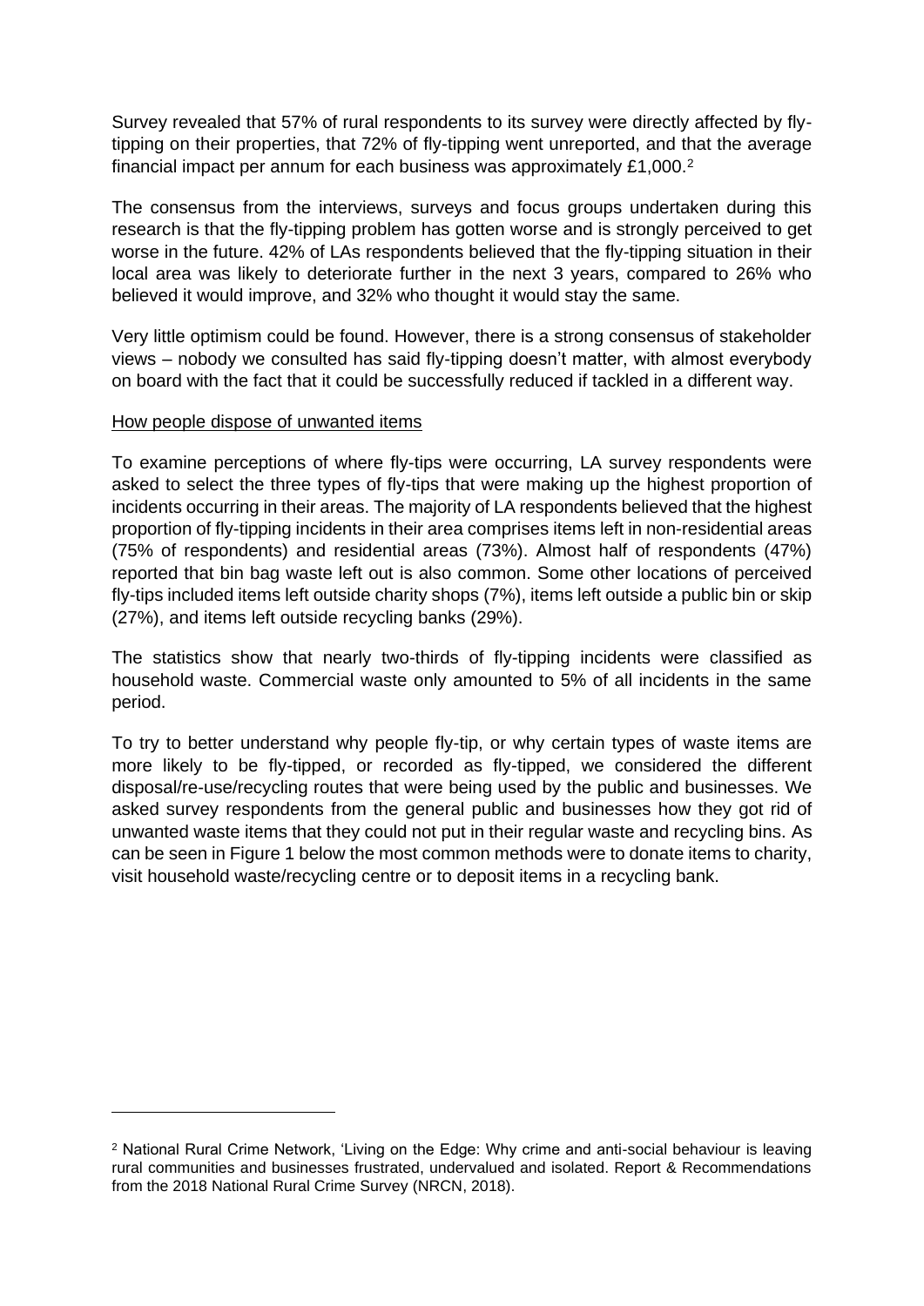Survey revealed that 57% of rural respondents to its survey were directly affected by fly-tipping on their properties, that 72% of fly-tipping went unreported, and that the average financial impact per annum for each business was approximately £1,000.[2]

The consensus from the interviews, surveys and focus groups undertaken during this research is that the fly-tipping problem has gotten worse and is strongly perceived to get worse in the future. 42% of LAs respondents believed that the fly-tipping situation in their local area was likely to deteriorate further in the next 3 years, compared to 26% who believed it would improve, and 32% who thought it would stay the same.

Very little optimism could be found. However, there is a strong consensus of stakeholder views – nobody we consulted has said fly-tipping doesn't matter, with almost everybody on board with the fact that it could be successfully reduced if tackled in a different way.

<u>How people dispose of unwanted items</u>

To examine perceptions of where fly-tips were occurring, LA survey respondents were asked to select the three types of fly-tips that were making up the highest proportion of incidents occurring in their areas. The majority of LA respondents believed that the highest proportion of fly-tipping incidents in their area comprises items left in non-residential areas (75% of respondents) and residential areas (73%). Almost half of respondents (47%) reported that bin bag waste left out is also common. Some other locations of perceived fly-tips included items left outside charity shops (7%), items left outside a public bin or skip (27%), and items left outside recycling banks (29%).

The statistics show that nearly two-thirds of fly-tipping incidents were classified as household waste. Commercial waste only amounted to 5% of all incidents in the same period.

To try to better understand why people fly-tip, or why certain types of waste items are more likely to be fly-tipped, or recorded as fly-tipped, we considered the different disposal/re-use/recycling routes that were being used by the public and businesses. We asked survey respondents from the general public and businesses how they got rid of unwanted waste items that they could not put in their regular waste and recycling bins. As can be seen in Figure 1 below the most common methods were to donate items to charity, visit household waste/recycling centre or to deposit items in a recycling bank.

---

[2] National Rural Crime Network, 'Living on the Edge: Why crime and anti-social behaviour is leaving rural communities and businesses frustrated, undervalued and isolated. Report & Recommendations from the 2018 National Rural Crime Survey (NRCN, 2018).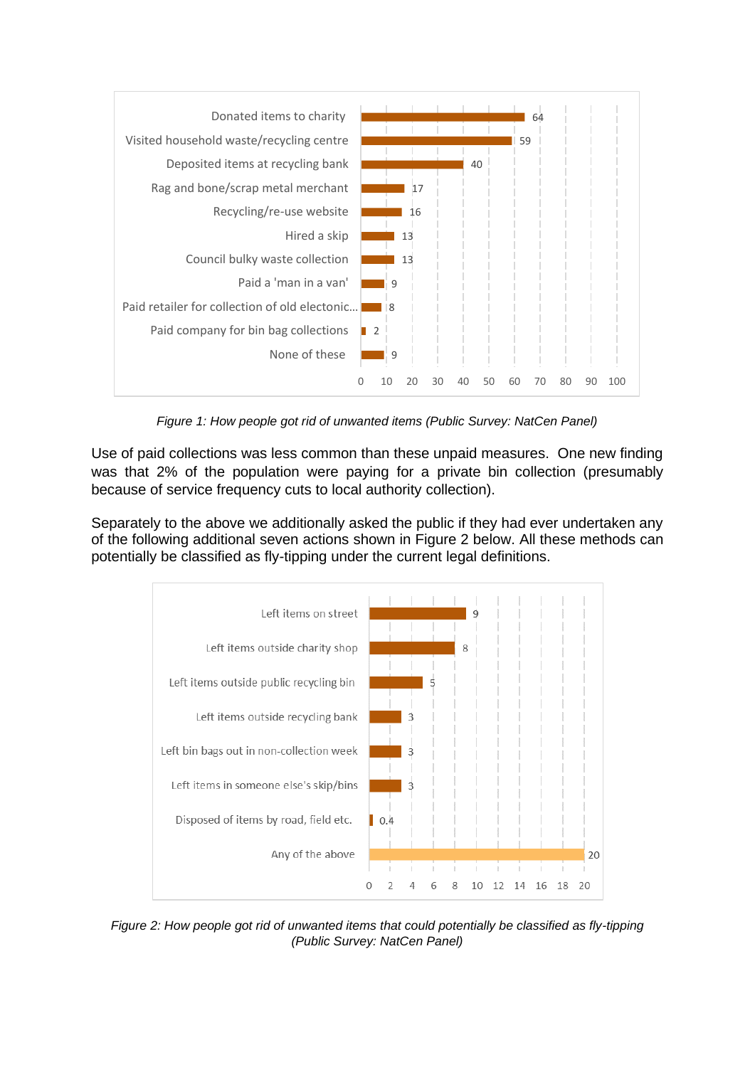| How people got rid of unwanted items | % |
|---|---|
| Donated items to charity | 64 |
| Visited household waste/recycling centre | 59 |
| Deposited items at recycling bank | 40 |
| Rag and bone/scrap metal merchant | 17 |
| Recycling/re-use website | 16 |
| Hired a skip | 13 |
| Council bulky waste collection | 13 |
| Paid a 'man in a van' | 9 |
| Paid retailer for collection of old electonic... | 8 |
| Paid company for bin bag collections | 2 |
| None of these | 9 |

*Figure 1: How people got rid of unwanted items (Public Survey: NatCen Panel)*

Use of paid collections was less common than these unpaid measures. One new finding was that 2% of the population were paying for a private bin collection (presumably because of service frequency cuts to local authority collection).

Separately to the above we additionally asked the public if they had ever undertaken any of the following additional seven actions shown in Figure 2 below. All these methods can potentially be classified as fly-tipping under the current legal definitions.

| How people got rid of unwanted items that could potentially be classified as fly-tipping | % |
|---|---|
| Left items on street | 9 |
| Left items outside charity shop | 8 |
| Left items outside public recycling bin | 5 |
| Left items outside recycling bank | 3 |
| Left bin bags out in non-collection week | 3 |
| Left items in someone else's skip/bins | 3 |
| Disposed of items by road, field etc. | 0.4 |
| Any of the above | 20 |

*Figure 2: How people got rid of unwanted items that could potentially be classified as fly-tipping (Public Survey: NatCen Panel)*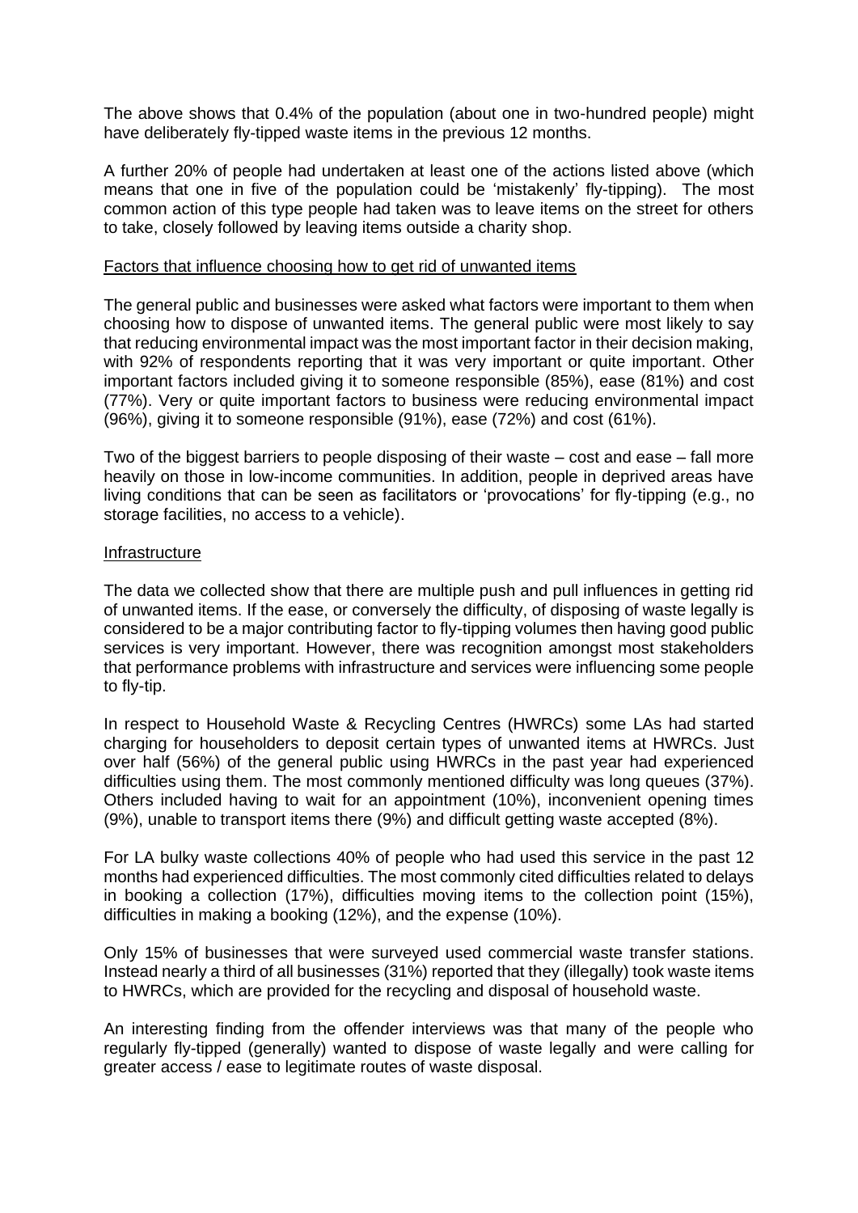The above shows that 0.4% of the population (about one in two-hundred people) might have deliberately fly-tipped waste items in the previous 12 months.

A further 20% of people had undertaken at least one of the actions listed above (which means that one in five of the population could be 'mistakenly' fly-tipping). The most common action of this type people had taken was to leave items on the street for others to take, closely followed by leaving items outside a charity shop.

<u>Factors that influence choosing how to get rid of unwanted items</u>

The general public and businesses were asked what factors were important to them when choosing how to dispose of unwanted items. The general public were most likely to say that reducing environmental impact was the most important factor in their decision making, with 92% of respondents reporting that it was very important or quite important. Other important factors included giving it to someone responsible (85%), ease (81%) and cost (77%). Very or quite important factors to business were reducing environmental impact (96%), giving it to someone responsible (91%), ease (72%) and cost (61%).

Two of the biggest barriers to people disposing of their waste – cost and ease – fall more heavily on those in low-income communities. In addition, people in deprived areas have living conditions that can be seen as facilitators or 'provocations' for fly-tipping (e.g., no storage facilities, no access to a vehicle).

<u>Infrastructure</u>

The data we collected show that there are multiple push and pull influences in getting rid of unwanted items. If the ease, or conversely the difficulty, of disposing of waste legally is considered to be a major contributing factor to fly-tipping volumes then having good public services is very important. However, there was recognition amongst most stakeholders that performance problems with infrastructure and services were influencing some people to fly-tip.

In respect to Household Waste & Recycling Centres (HWRCs) some LAs had started charging for householders to deposit certain types of unwanted items at HWRCs. Just over half (56%) of the general public using HWRCs in the past year had experienced difficulties using them. The most commonly mentioned difficulty was long queues (37%). Others included having to wait for an appointment (10%), inconvenient opening times (9%), unable to transport items there (9%) and difficult getting waste accepted (8%).

For LA bulky waste collections 40% of people who had used this service in the past 12 months had experienced difficulties. The most commonly cited difficulties related to delays in booking a collection (17%), difficulties moving items to the collection point (15%), difficulties in making a booking (12%), and the expense (10%).

Only 15% of businesses that were surveyed used commercial waste transfer stations. Instead nearly a third of all businesses (31%) reported that they (illegally) took waste items to HWRCs, which are provided for the recycling and disposal of household waste.

An interesting finding from the offender interviews was that many of the people who regularly fly-tipped (generally) wanted to dispose of waste legally and were calling for greater access / ease to legitimate routes of waste disposal.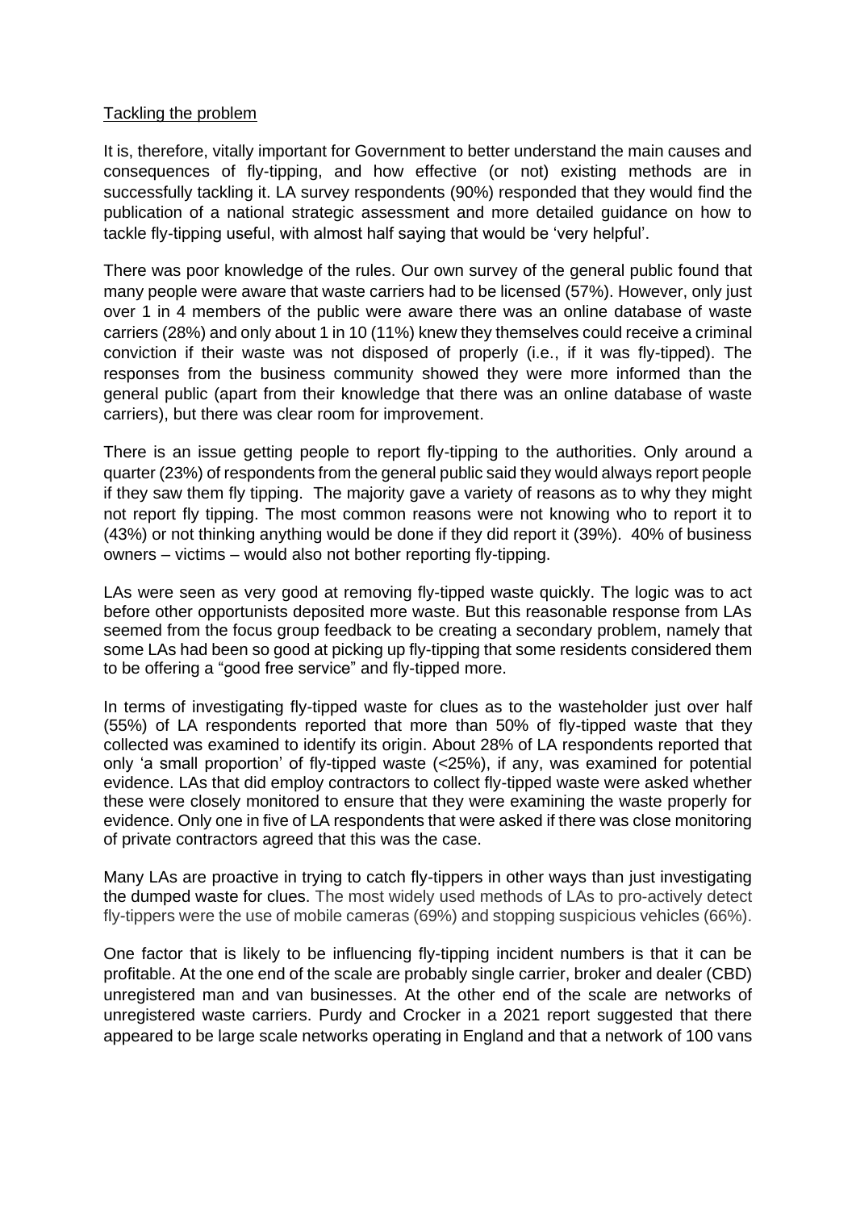Tackling the problem

It is, therefore, vitally important for Government to better understand the main causes and consequences of fly-tipping, and how effective (or not) existing methods are in successfully tackling it. LA survey respondents (90%) responded that they would find the publication of a national strategic assessment and more detailed guidance on how to tackle fly-tipping useful, with almost half saying that would be 'very helpful'.

There was poor knowledge of the rules. Our own survey of the general public found that many people were aware that waste carriers had to be licensed (57%). However, only just over 1 in 4 members of the public were aware there was an online database of waste carriers (28%) and only about 1 in 10 (11%) knew they themselves could receive a criminal conviction if their waste was not disposed of properly (i.e., if it was fly-tipped). The responses from the business community showed they were more informed than the general public (apart from their knowledge that there was an online database of waste carriers), but there was clear room for improvement.

There is an issue getting people to report fly-tipping to the authorities. Only around a quarter (23%) of respondents from the general public said they would always report people if they saw them fly tipping. The majority gave a variety of reasons as to why they might not report fly tipping. The most common reasons were not knowing who to report it to (43%) or not thinking anything would be done if they did report it (39%). 40% of business owners – victims – would also not bother reporting fly-tipping.

LAs were seen as very good at removing fly-tipped waste quickly. The logic was to act before other opportunists deposited more waste. But this reasonable response from LAs seemed from the focus group feedback to be creating a secondary problem, namely that some LAs had been so good at picking up fly-tipping that some residents considered them to be offering a "good free service" and fly-tipped more.

In terms of investigating fly-tipped waste for clues as to the wasteholder just over half (55%) of LA respondents reported that more than 50% of fly-tipped waste that they collected was examined to identify its origin. About 28% of LA respondents reported that only 'a small proportion' of fly-tipped waste (<25%), if any, was examined for potential evidence. LAs that did employ contractors to collect fly-tipped waste were asked whether these were closely monitored to ensure that they were examining the waste properly for evidence. Only one in five of LA respondents that were asked if there was close monitoring of private contractors agreed that this was the case.

Many LAs are proactive in trying to catch fly-tippers in other ways than just investigating the dumped waste for clues. The most widely used methods of LAs to pro-actively detect fly-tippers were the use of mobile cameras (69%) and stopping suspicious vehicles (66%).

One factor that is likely to be influencing fly-tipping incident numbers is that it can be profitable. At the one end of the scale are probably single carrier, broker and dealer (CBD) unregistered man and van businesses. At the other end of the scale are networks of unregistered waste carriers. Purdy and Crocker in a 2021 report suggested that there appeared to be large scale networks operating in England and that a network of 100 vans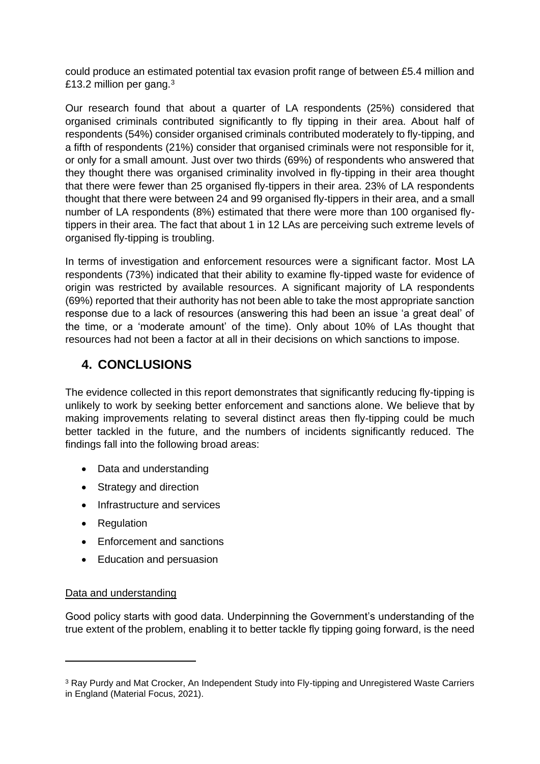could produce an estimated potential tax evasion profit range of between £5.4 million and £13.2 million per gang.[3]

Our research found that about a quarter of LA respondents (25%) considered that organised criminals contributed significantly to fly tipping in their area. About half of respondents (54%) consider organised criminals contributed moderately to fly-tipping, and a fifth of respondents (21%) consider that organised criminals were not responsible for it, or only for a small amount. Just over two thirds (69%) of respondents who answered that they thought there was organised criminality involved in fly-tipping in their area thought that there were fewer than 25 organised fly-tippers in their area. 23% of LA respondents thought that there were between 24 and 99 organised fly-tippers in their area, and a small number of LA respondents (8%) estimated that there were more than 100 organised fly-tippers in their area. The fact that about 1 in 12 LAs are perceiving such extreme levels of organised fly-tipping is troubling.

In terms of investigation and enforcement resources were a significant factor. Most LA respondents (73%) indicated that their ability to examine fly-tipped waste for evidence of origin was restricted by available resources. A significant majority of LA respondents (69%) reported that their authority has not been able to take the most appropriate sanction response due to a lack of resources (answering this had been an issue 'a great deal' of the time, or a 'moderate amount' of the time). Only about 10% of LAs thought that resources had not been a factor at all in their decisions on which sanctions to impose.

## 4. CONCLUSIONS

The evidence collected in this report demonstrates that significantly reducing fly-tipping is unlikely to work by seeking better enforcement and sanctions alone. We believe that by making improvements relating to several distinct areas then fly-tipping could be much better tackled in the future, and the numbers of incidents significantly reduced. The findings fall into the following broad areas:

- Data and understanding
- Strategy and direction
- Infrastructure and services
- Regulation
- Enforcement and sanctions
- Education and persuasion

<u>Data and understanding</u>

Good policy starts with good data. Underpinning the Government's understanding of the true extent of the problem, enabling it to better tackle fly tipping going forward, is the need

---

[3] Ray Purdy and Mat Crocker, An Independent Study into Fly-tipping and Unregistered Waste Carriers in England (Material Focus, 2021).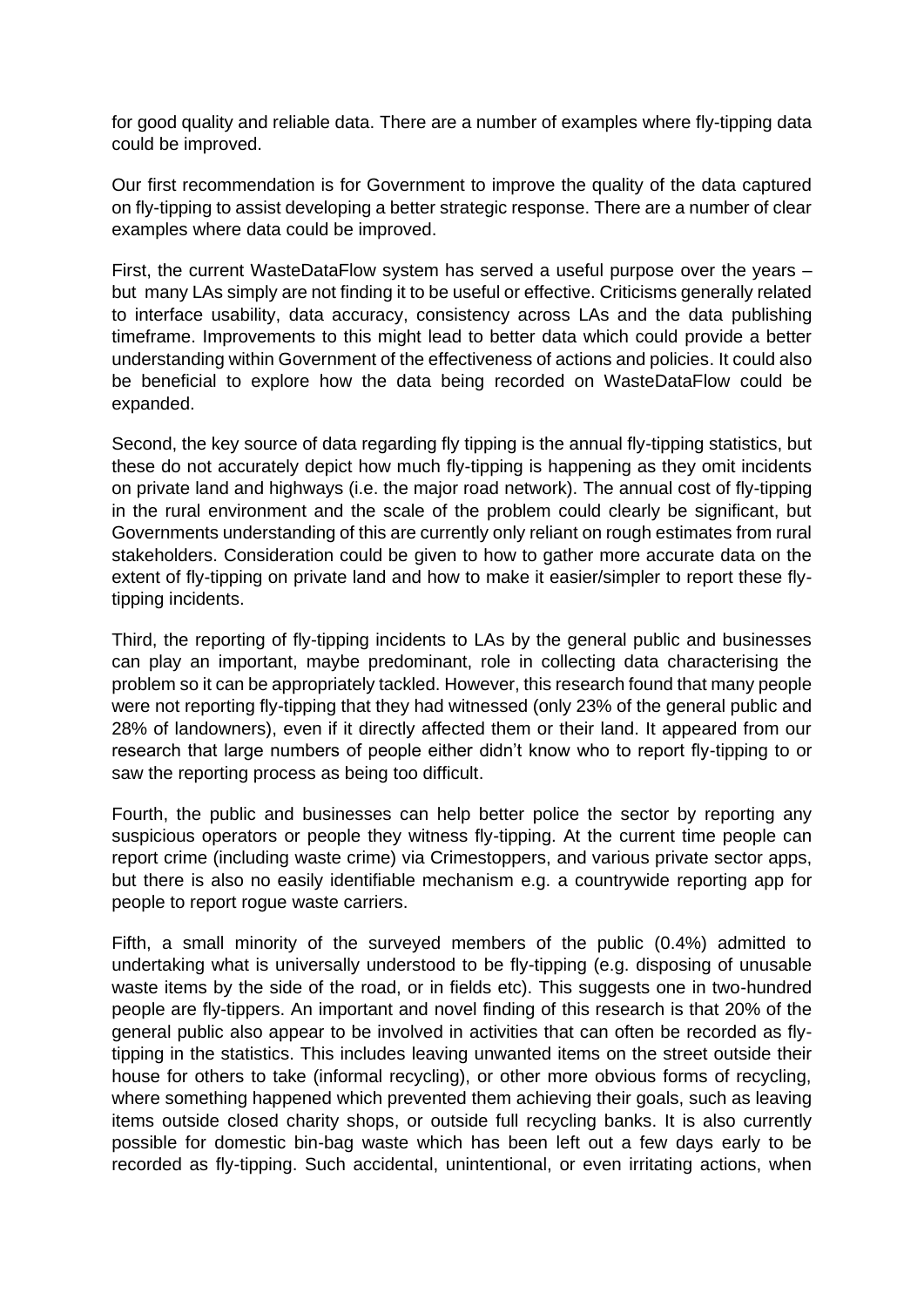for good quality and reliable data. There are a number of examples where fly-tipping data could be improved.

Our first recommendation is for Government to improve the quality of the data captured on fly-tipping to assist developing a better strategic response. There are a number of clear examples where data could be improved.

First, the current WasteDataFlow system has served a useful purpose over the years – but many LAs simply are not finding it to be useful or effective. Criticisms generally related to interface usability, data accuracy, consistency across LAs and the data publishing timeframe. Improvements to this might lead to better data which could provide a better understanding within Government of the effectiveness of actions and policies. It could also be beneficial to explore how the data being recorded on WasteDataFlow could be expanded.

Second, the key source of data regarding fly tipping is the annual fly-tipping statistics, but these do not accurately depict how much fly-tipping is happening as they omit incidents on private land and highways (i.e. the major road network). The annual cost of fly-tipping in the rural environment and the scale of the problem could clearly be significant, but Governments understanding of this are currently only reliant on rough estimates from rural stakeholders. Consideration could be given to how to gather more accurate data on the extent of fly-tipping on private land and how to make it easier/simpler to report these fly-tipping incidents.

Third, the reporting of fly-tipping incidents to LAs by the general public and businesses can play an important, maybe predominant, role in collecting data characterising the problem so it can be appropriately tackled. However, this research found that many people were not reporting fly-tipping that they had witnessed (only 23% of the general public and 28% of landowners), even if it directly affected them or their land. It appeared from our research that large numbers of people either didn't know who to report fly-tipping to or saw the reporting process as being too difficult.

Fourth, the public and businesses can help better police the sector by reporting any suspicious operators or people they witness fly-tipping. At the current time people can report crime (including waste crime) via Crimestoppers, and various private sector apps, but there is also no easily identifiable mechanism e.g. a countrywide reporting app for people to report rogue waste carriers.

Fifth, a small minority of the surveyed members of the public (0.4%) admitted to undertaking what is universally understood to be fly-tipping (e.g. disposing of unusable waste items by the side of the road, or in fields etc). This suggests one in two-hundred people are fly-tippers. An important and novel finding of this research is that 20% of the general public also appear to be involved in activities that can often be recorded as fly-tipping in the statistics. This includes leaving unwanted items on the street outside their house for others to take (informal recycling), or other more obvious forms of recycling, where something happened which prevented them achieving their goals, such as leaving items outside closed charity shops, or outside full recycling banks. It is also currently possible for domestic bin-bag waste which has been left out a few days early to be recorded as fly-tipping. Such accidental, unintentional, or even irritating actions, when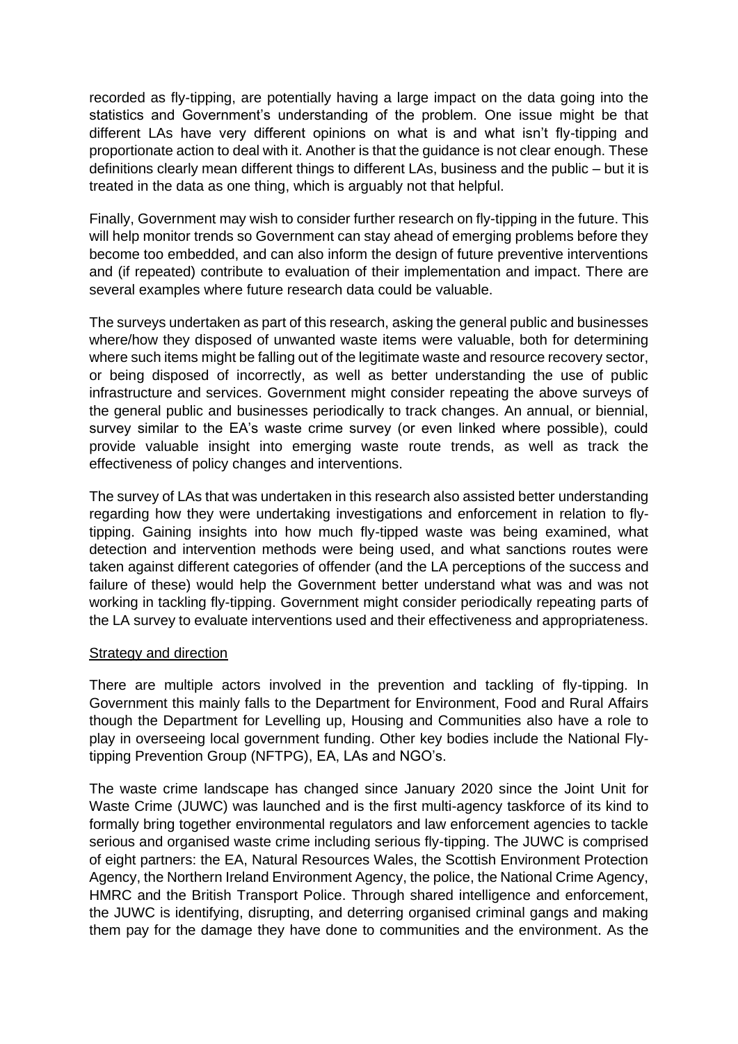recorded as fly-tipping, are potentially having a large impact on the data going into the statistics and Government's understanding of the problem. One issue might be that different LAs have very different opinions on what is and what isn't fly-tipping and proportionate action to deal with it. Another is that the guidance is not clear enough. These definitions clearly mean different things to different LAs, business and the public – but it is treated in the data as one thing, which is arguably not that helpful.

Finally, Government may wish to consider further research on fly-tipping in the future. This will help monitor trends so Government can stay ahead of emerging problems before they become too embedded, and can also inform the design of future preventive interventions and (if repeated) contribute to evaluation of their implementation and impact. There are several examples where future research data could be valuable.

The surveys undertaken as part of this research, asking the general public and businesses where/how they disposed of unwanted waste items were valuable, both for determining where such items might be falling out of the legitimate waste and resource recovery sector, or being disposed of incorrectly, as well as better understanding the use of public infrastructure and services. Government might consider repeating the above surveys of the general public and businesses periodically to track changes. An annual, or biennial, survey similar to the EA's waste crime survey (or even linked where possible), could provide valuable insight into emerging waste route trends, as well as track the effectiveness of policy changes and interventions.

The survey of LAs that was undertaken in this research also assisted better understanding regarding how they were undertaking investigations and enforcement in relation to fly-tipping. Gaining insights into how much fly-tipped waste was being examined, what detection and intervention methods were being used, and what sanctions routes were taken against different categories of offender (and the LA perceptions of the success and failure of these) would help the Government better understand what was and was not working in tackling fly-tipping. Government might consider periodically repeating parts of the LA survey to evaluate interventions used and their effectiveness and appropriateness.

Strategy and direction

There are multiple actors involved in the prevention and tackling of fly-tipping. In Government this mainly falls to the Department for Environment, Food and Rural Affairs though the Department for Levelling up, Housing and Communities also have a role to play in overseeing local government funding. Other key bodies include the National Fly-tipping Prevention Group (NFTPG), EA, LAs and NGO's.

The waste crime landscape has changed since January 2020 since the Joint Unit for Waste Crime (JUWC) was launched and is the first multi-agency taskforce of its kind to formally bring together environmental regulators and law enforcement agencies to tackle serious and organised waste crime including serious fly-tipping. The JUWC is comprised of eight partners: the EA, Natural Resources Wales, the Scottish Environment Protection Agency, the Northern Ireland Environment Agency, the police, the National Crime Agency, HMRC and the British Transport Police. Through shared intelligence and enforcement, the JUWC is identifying, disrupting, and deterring organised criminal gangs and making them pay for the damage they have done to communities and the environment. As the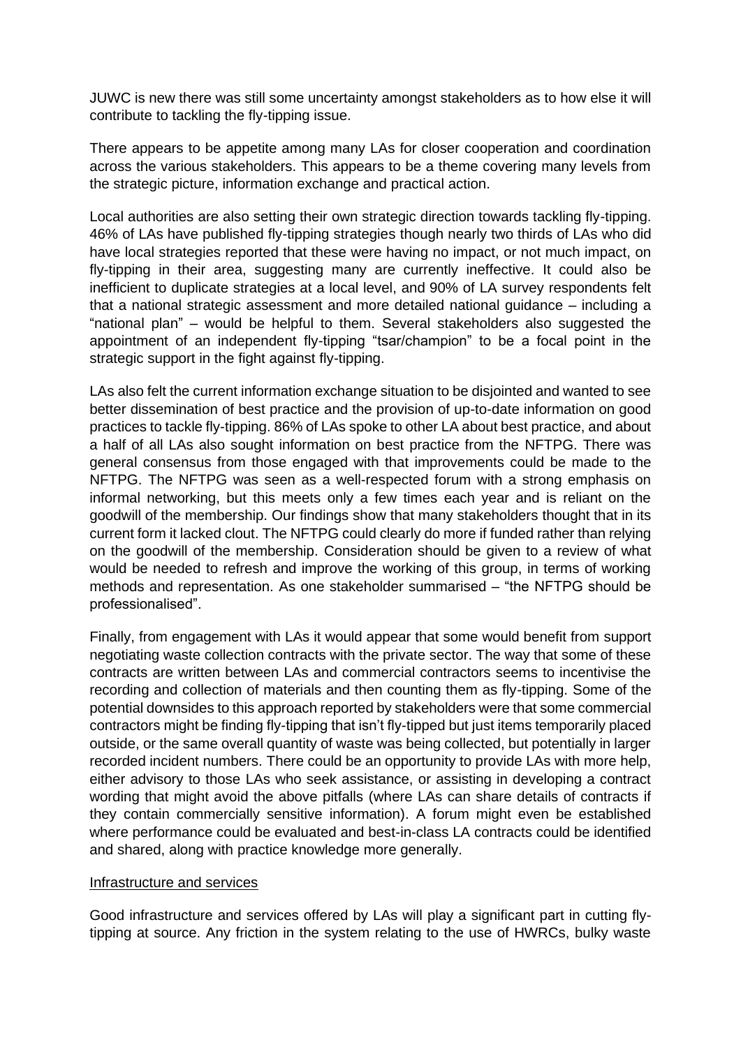JUWC is new there was still some uncertainty amongst stakeholders as to how else it will contribute to tackling the fly-tipping issue.

There appears to be appetite among many LAs for closer cooperation and coordination across the various stakeholders. This appears to be a theme covering many levels from the strategic picture, information exchange and practical action.

Local authorities are also setting their own strategic direction towards tackling fly-tipping. 46% of LAs have published fly-tipping strategies though nearly two thirds of LAs who did have local strategies reported that these were having no impact, or not much impact, on fly-tipping in their area, suggesting many are currently ineffective. It could also be inefficient to duplicate strategies at a local level, and 90% of LA survey respondents felt that a national strategic assessment and more detailed national guidance – including a "national plan" – would be helpful to them. Several stakeholders also suggested the appointment of an independent fly-tipping "tsar/champion" to be a focal point in the strategic support in the fight against fly-tipping.

LAs also felt the current information exchange situation to be disjointed and wanted to see better dissemination of best practice and the provision of up-to-date information on good practices to tackle fly-tipping. 86% of LAs spoke to other LA about best practice, and about a half of all LAs also sought information on best practice from the NFTPG. There was general consensus from those engaged with that improvements could be made to the NFTPG. The NFTPG was seen as a well-respected forum with a strong emphasis on informal networking, but this meets only a few times each year and is reliant on the goodwill of the membership. Our findings show that many stakeholders thought that in its current form it lacked clout. The NFTPG could clearly do more if funded rather than relying on the goodwill of the membership. Consideration should be given to a review of what would be needed to refresh and improve the working of this group, in terms of working methods and representation. As one stakeholder summarised – "the NFTPG should be professionalised".

Finally, from engagement with LAs it would appear that some would benefit from support negotiating waste collection contracts with the private sector. The way that some of these contracts are written between LAs and commercial contractors seems to incentivise the recording and collection of materials and then counting them as fly-tipping. Some of the potential downsides to this approach reported by stakeholders were that some commercial contractors might be finding fly-tipping that isn't fly-tipped but just items temporarily placed outside, or the same overall quantity of waste was being collected, but potentially in larger recorded incident numbers. There could be an opportunity to provide LAs with more help, either advisory to those LAs who seek assistance, or assisting in developing a contract wording that might avoid the above pitfalls (where LAs can share details of contracts if they contain commercially sensitive information). A forum might even be established where performance could be evaluated and best-in-class LA contracts could be identified and shared, along with practice knowledge more generally.

<u>Infrastructure and services</u>

Good infrastructure and services offered by LAs will play a significant part in cutting fly-tipping at source. Any friction in the system relating to the use of HWRCs, bulky waste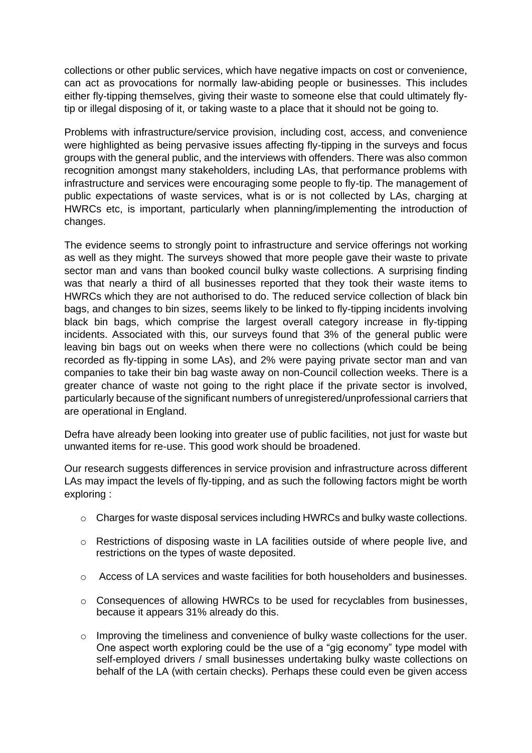collections or other public services, which have negative impacts on cost or convenience, can act as provocations for normally law-abiding people or businesses. This includes either fly-tipping themselves, giving their waste to someone else that could ultimately fly-tip or illegal disposing of it, or taking waste to a place that it should not be going to.

Problems with infrastructure/service provision, including cost, access, and convenience were highlighted as being pervasive issues affecting fly-tipping in the surveys and focus groups with the general public, and the interviews with offenders. There was also common recognition amongst many stakeholders, including LAs, that performance problems with infrastructure and services were encouraging some people to fly-tip. The management of public expectations of waste services, what is or is not collected by LAs, charging at HWRCs etc, is important, particularly when planning/implementing the introduction of changes.

The evidence seems to strongly point to infrastructure and service offerings not working as well as they might. The surveys showed that more people gave their waste to private sector man and vans than booked council bulky waste collections. A surprising finding was that nearly a third of all businesses reported that they took their waste items to HWRCs which they are not authorised to do. The reduced service collection of black bin bags, and changes to bin sizes, seems likely to be linked to fly-tipping incidents involving black bin bags, which comprise the largest overall category increase in fly-tipping incidents. Associated with this, our surveys found that 3% of the general public were leaving bin bags out on weeks when there were no collections (which could be being recorded as fly-tipping in some LAs), and 2% were paying private sector man and van companies to take their bin bag waste away on non-Council collection weeks. There is a greater chance of waste not going to the right place if the private sector is involved, particularly because of the significant numbers of unregistered/unprofessional carriers that are operational in England.

Defra have already been looking into greater use of public facilities, not just for waste but unwanted items for re-use. This good work should be broadened.

Our research suggests differences in service provision and infrastructure across different LAs may impact the levels of fly-tipping, and as such the following factors might be worth exploring :

- Charges for waste disposal services including HWRCs and bulky waste collections.
- Restrictions of disposing waste in LA facilities outside of where people live, and restrictions on the types of waste deposited.
- Access of LA services and waste facilities for both householders and businesses.
- Consequences of allowing HWRCs to be used for recyclables from businesses, because it appears 31% already do this.
- Improving the timeliness and convenience of bulky waste collections for the user. One aspect worth exploring could be the use of a "gig economy" type model with self-employed drivers / small businesses undertaking bulky waste collections on behalf of the LA (with certain checks). Perhaps these could even be given access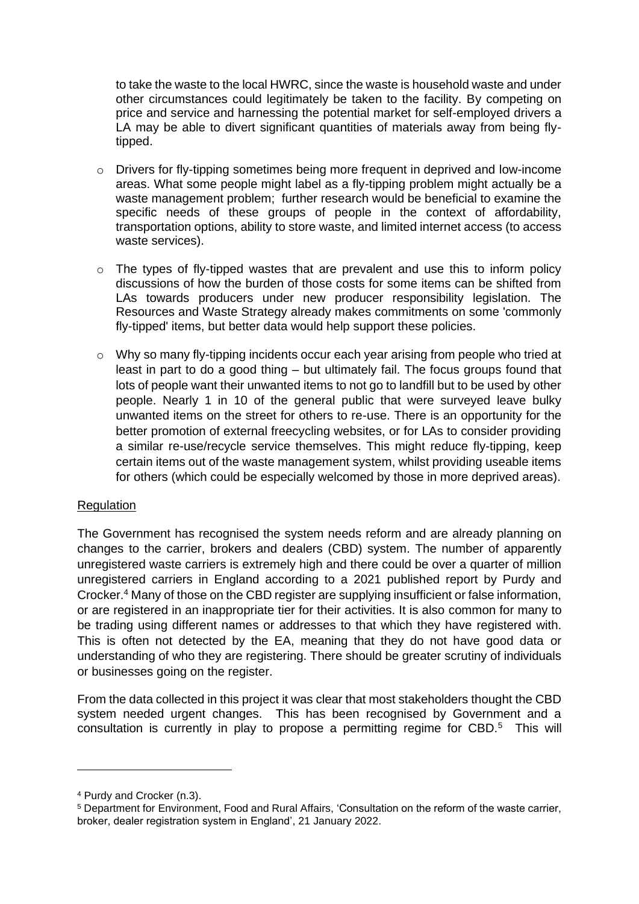to take the waste to the local HWRC, since the waste is household waste and under other circumstances could legitimately be taken to the facility. By competing on price and service and harnessing the potential market for self-employed drivers a LA may be able to divert significant quantities of materials away from being fly-tipped.

- Drivers for fly-tipping sometimes being more frequent in deprived and low-income areas. What some people might label as a fly-tipping problem might actually be a waste management problem; further research would be beneficial to examine the specific needs of these groups of people in the context of affordability, transportation options, ability to store waste, and limited internet access (to access waste services).

- The types of fly-tipped wastes that are prevalent and use this to inform policy discussions of how the burden of those costs for some items can be shifted from LAs towards producers under new producer responsibility legislation. The Resources and Waste Strategy already makes commitments on some 'commonly fly-tipped' items, but better data would help support these policies.

- Why so many fly-tipping incidents occur each year arising from people who tried at least in part to do a good thing – but ultimately fail. The focus groups found that lots of people want their unwanted items to not go to landfill but to be used by other people. Nearly 1 in 10 of the general public that were surveyed leave bulky unwanted items on the street for others to re-use. There is an opportunity for the better promotion of external freecycling websites, or for LAs to consider providing a similar re-use/recycle service themselves. This might reduce fly-tipping, keep certain items out of the waste management system, whilst providing useable items for others (which could be especially welcomed by those in more deprived areas).

Regulation

The Government has recognised the system needs reform and are already planning on changes to the carrier, brokers and dealers (CBD) system. The number of apparently unregistered waste carriers is extremely high and there could be over a quarter of million unregistered carriers in England according to a 2021 published report by Purdy and Crocker.[4] Many of those on the CBD register are supplying insufficient or false information, or are registered in an inappropriate tier for their activities. It is also common for many to be trading using different names or addresses to that which they have registered with. This is often not detected by the EA, meaning that they do not have good data or understanding of who they are registering. There should be greater scrutiny of individuals or businesses going on the register.

From the data collected in this project it was clear that most stakeholders thought the CBD system needed urgent changes. This has been recognised by Government and a consultation is currently in play to propose a permitting regime for CBD.[5] This will

---

[4] Purdy and Crocker (n.3).

[5] Department for Environment, Food and Rural Affairs, 'Consultation on the reform of the waste carrier, broker, dealer registration system in England', 21 January 2022.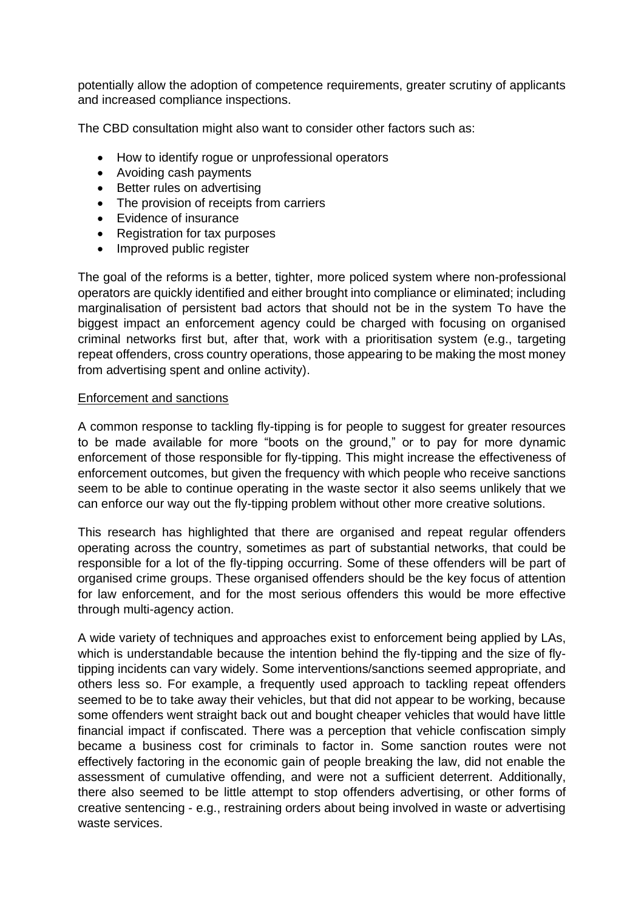potentially allow the adoption of competence requirements, greater scrutiny of applicants and increased compliance inspections.

The CBD consultation might also want to consider other factors such as:

- How to identify rogue or unprofessional operators
- Avoiding cash payments
- Better rules on advertising
- The provision of receipts from carriers
- Evidence of insurance
- Registration for tax purposes
- Improved public register

The goal of the reforms is a better, tighter, more policed system where non-professional operators are quickly identified and either brought into compliance or eliminated; including marginalisation of persistent bad actors that should not be in the system To have the biggest impact an enforcement agency could be charged with focusing on organised criminal networks first but, after that, work with a prioritisation system (e.g., targeting repeat offenders, cross country operations, those appearing to be making the most money from advertising spent and online activity).

## Enforcement and sanctions

A common response to tackling fly-tipping is for people to suggest for greater resources to be made available for more "boots on the ground," or to pay for more dynamic enforcement of those responsible for fly-tipping. This might increase the effectiveness of enforcement outcomes, but given the frequency with which people who receive sanctions seem to be able to continue operating in the waste sector it also seems unlikely that we can enforce our way out the fly-tipping problem without other more creative solutions.

This research has highlighted that there are organised and repeat regular offenders operating across the country, sometimes as part of substantial networks, that could be responsible for a lot of the fly-tipping occurring. Some of these offenders will be part of organised crime groups. These organised offenders should be the key focus of attention for law enforcement, and for the most serious offenders this would be more effective through multi-agency action.

A wide variety of techniques and approaches exist to enforcement being applied by LAs, which is understandable because the intention behind the fly-tipping and the size of fly-tipping incidents can vary widely. Some interventions/sanctions seemed appropriate, and others less so. For example, a frequently used approach to tackling repeat offenders seemed to be to take away their vehicles, but that did not appear to be working, because some offenders went straight back out and bought cheaper vehicles that would have little financial impact if confiscated. There was a perception that vehicle confiscation simply became a business cost for criminals to factor in. Some sanction routes were not effectively factoring in the economic gain of people breaking the law, did not enable the assessment of cumulative offending, and were not a sufficient deterrent. Additionally, there also seemed to be little attempt to stop offenders advertising, or other forms of creative sentencing - e.g., restraining orders about being involved in waste or advertising waste services.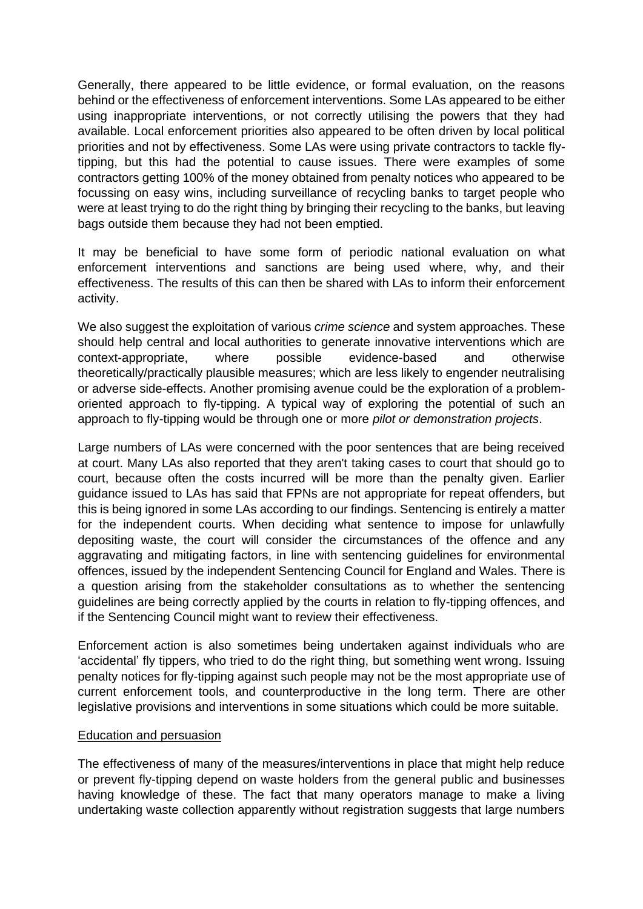Generally, there appeared to be little evidence, or formal evaluation, on the reasons behind or the effectiveness of enforcement interventions. Some LAs appeared to be either using inappropriate interventions, or not correctly utilising the powers that they had available. Local enforcement priorities also appeared to be often driven by local political priorities and not by effectiveness. Some LAs were using private contractors to tackle fly-tipping, but this had the potential to cause issues. There were examples of some contractors getting 100% of the money obtained from penalty notices who appeared to be focussing on easy wins, including surveillance of recycling banks to target people who were at least trying to do the right thing by bringing their recycling to the banks, but leaving bags outside them because they had not been emptied.

It may be beneficial to have some form of periodic national evaluation on what enforcement interventions and sanctions are being used where, why, and their effectiveness. The results of this can then be shared with LAs to inform their enforcement activity.

We also suggest the exploitation of various *crime science* and system approaches. These should help central and local authorities to generate innovative interventions which are context-appropriate, where possible evidence-based and otherwise theoretically/practically plausible measures; which are less likely to engender neutralising or adverse side-effects. Another promising avenue could be the exploration of a problem-oriented approach to fly-tipping. A typical way of exploring the potential of such an approach to fly-tipping would be through one or more *pilot or demonstration projects*.

Large numbers of LAs were concerned with the poor sentences that are being received at court. Many LAs also reported that they aren't taking cases to court that should go to court, because often the costs incurred will be more than the penalty given. Earlier guidance issued to LAs has said that FPNs are not appropriate for repeat offenders, but this is being ignored in some LAs according to our findings. Sentencing is entirely a matter for the independent courts. When deciding what sentence to impose for unlawfully depositing waste, the court will consider the circumstances of the offence and any aggravating and mitigating factors, in line with sentencing guidelines for environmental offences, issued by the independent Sentencing Council for England and Wales. There is a question arising from the stakeholder consultations as to whether the sentencing guidelines are being correctly applied by the courts in relation to fly-tipping offences, and if the Sentencing Council might want to review their effectiveness.

Enforcement action is also sometimes being undertaken against individuals who are 'accidental' fly tippers, who tried to do the right thing, but something went wrong. Issuing penalty notices for fly-tipping against such people may not be the most appropriate use of current enforcement tools, and counterproductive in the long term. There are other legislative provisions and interventions in some situations which could be more suitable.

<u>Education and persuasion</u>

The effectiveness of many of the measures/interventions in place that might help reduce or prevent fly-tipping depend on waste holders from the general public and businesses having knowledge of these. The fact that many operators manage to make a living undertaking waste collection apparently without registration suggests that large numbers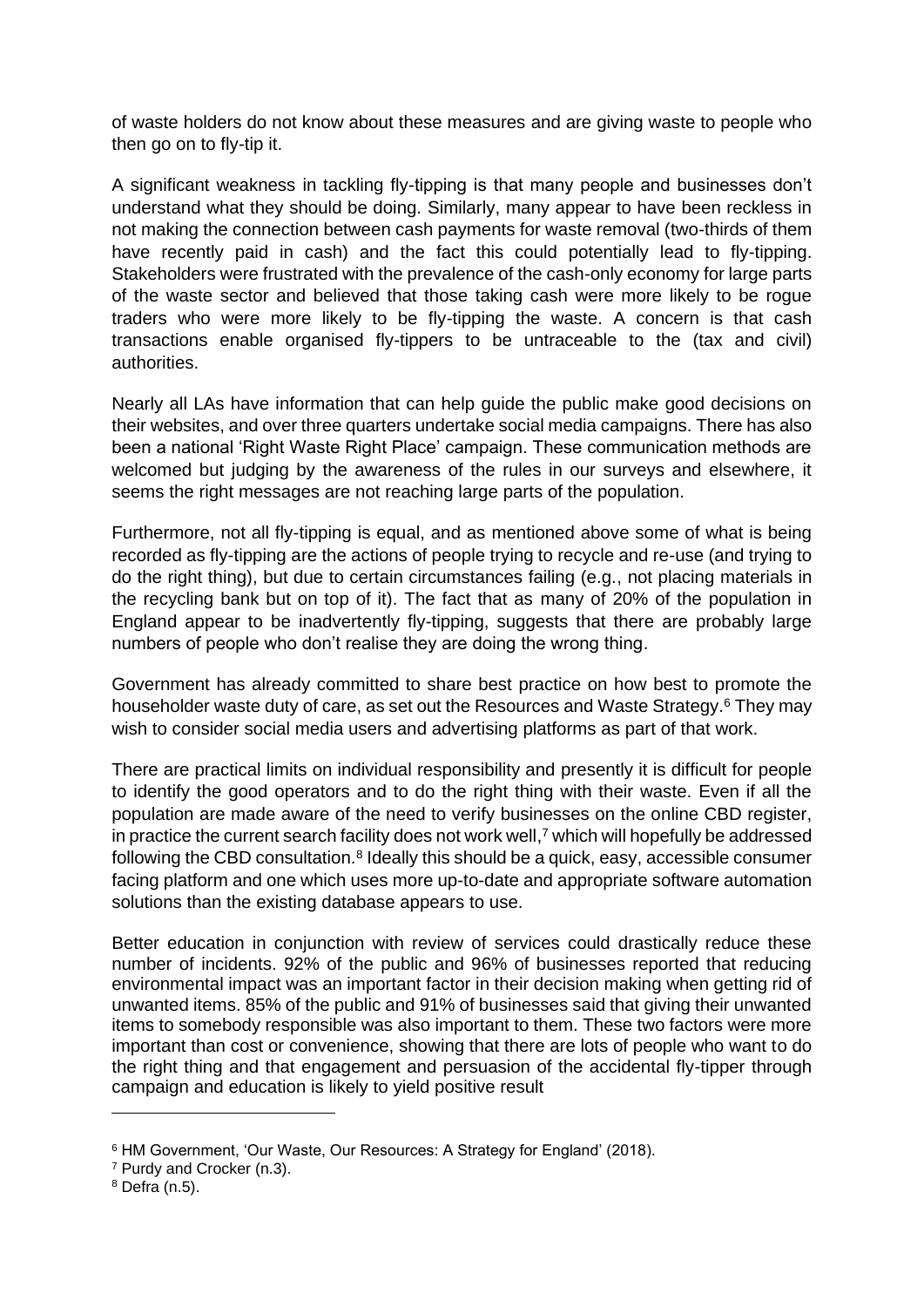of waste holders do not know about these measures and are giving waste to people who then go on to fly-tip it.

A significant weakness in tackling fly-tipping is that many people and businesses don't understand what they should be doing. Similarly, many appear to have been reckless in not making the connection between cash payments for waste removal (two-thirds of them have recently paid in cash) and the fact this could potentially lead to fly-tipping. Stakeholders were frustrated with the prevalence of the cash-only economy for large parts of the waste sector and believed that those taking cash were more likely to be rogue traders who were more likely to be fly-tipping the waste. A concern is that cash transactions enable organised fly-tippers to be untraceable to the (tax and civil) authorities.

Nearly all LAs have information that can help guide the public make good decisions on their websites, and over three quarters undertake social media campaigns. There has also been a national 'Right Waste Right Place' campaign. These communication methods are welcomed but judging by the awareness of the rules in our surveys and elsewhere, it seems the right messages are not reaching large parts of the population.

Furthermore, not all fly-tipping is equal, and as mentioned above some of what is being recorded as fly-tipping are the actions of people trying to recycle and re-use (and trying to do the right thing), but due to certain circumstances failing (e.g., not placing materials in the recycling bank but on top of it). The fact that as many of 20% of the population in England appear to be inadvertently fly-tipping, suggests that there are probably large numbers of people who don't realise they are doing the wrong thing.

Government has already committed to share best practice on how best to promote the householder waste duty of care, as set out the Resources and Waste Strategy.[6] They may wish to consider social media users and advertising platforms as part of that work.

There are practical limits on individual responsibility and presently it is difficult for people to identify the good operators and to do the right thing with their waste. Even if all the population are made aware of the need to verify businesses on the online CBD register, in practice the current search facility does not work well,[7] which will hopefully be addressed following the CBD consultation.[8] Ideally this should be a quick, easy, accessible consumer facing platform and one which uses more up-to-date and appropriate software automation solutions than the existing database appears to use.

Better education in conjunction with review of services could drastically reduce these number of incidents. 92% of the public and 96% of businesses reported that reducing environmental impact was an important factor in their decision making when getting rid of unwanted items. 85% of the public and 91% of businesses said that giving their unwanted items to somebody responsible was also important to them. These two factors were more important than cost or convenience, showing that there are lots of people who want to do the right thing and that engagement and persuasion of the accidental fly-tipper through campaign and education is likely to yield positive result

---

[6] HM Government, 'Our Waste, Our Resources: A Strategy for England' (2018).

[7] Purdy and Crocker (n.3).

[8] Defra (n.5).